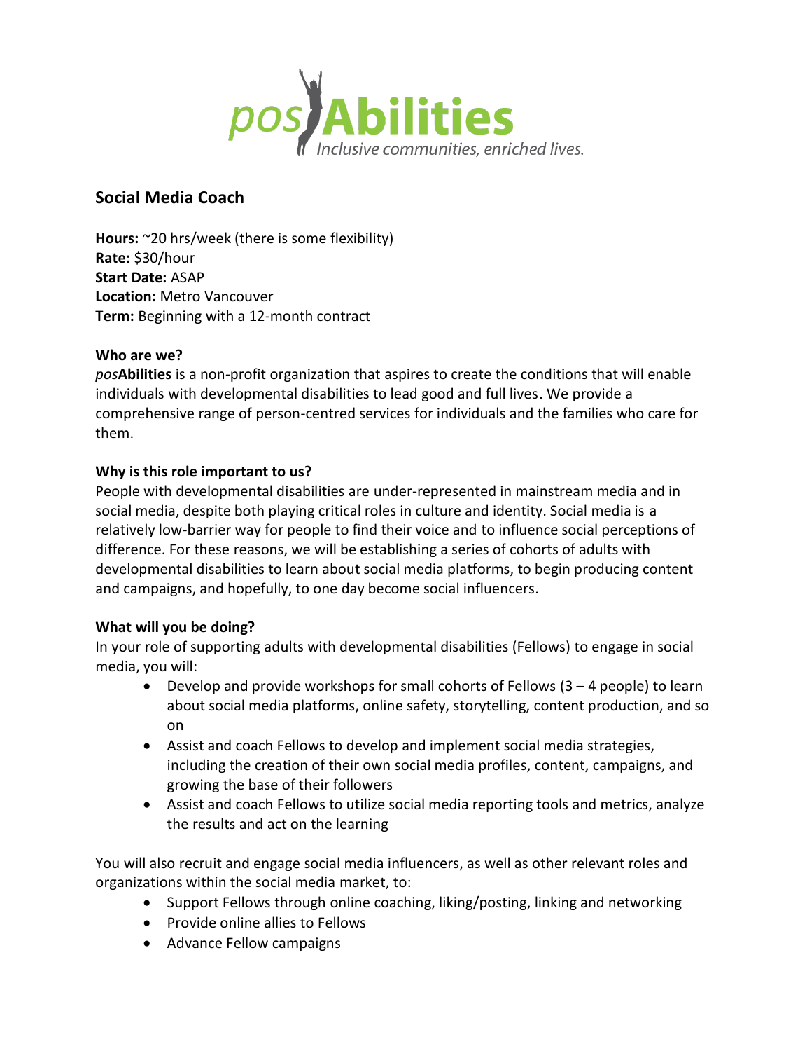# *pos***Abilities**

*Inclusive communities, enriched lives.*

## Social Media Coach

**Hours:** ~20 hrs/week (there is some flexibility)
**Rate:** $30/hour
**Start Date:** ASAP
**Location:** Metro Vancouver
**Term:** Beginning with a 12-month contract

**Who are we?**
*pos***Abilities** is a non-profit organization that aspires to create the conditions that will enable individuals with developmental disabilities to lead good and full lives. We provide a comprehensive range of person-centred services for individuals and the families who care for them.

**Why is this role important to us?**
People with developmental disabilities are under-represented in mainstream media and in social media, despite both playing critical roles in culture and identity. Social media is a relatively low-barrier way for people to find their voice and to influence social perceptions of difference. For these reasons, we will be establishing a series of cohorts of adults with developmental disabilities to learn about social media platforms, to begin producing content and campaigns, and hopefully, to one day become social influencers.

**What will you be doing?**
In your role of supporting adults with developmental disabilities (Fellows) to engage in social media, you will:

- Develop and provide workshops for small cohorts of Fellows (3 – 4 people) to learn about social media platforms, online safety, storytelling, content production, and so on
- Assist and coach Fellows to develop and implement social media strategies, including the creation of their own social media profiles, content, campaigns, and growing the base of their followers
- Assist and coach Fellows to utilize social media reporting tools and metrics, analyze the results and act on the learning

You will also recruit and engage social media influencers, as well as other relevant roles and organizations within the social media market, to:

- Support Fellows through online coaching, liking/posting, linking and networking
- Provide online allies to Fellows
- Advance Fellow campaigns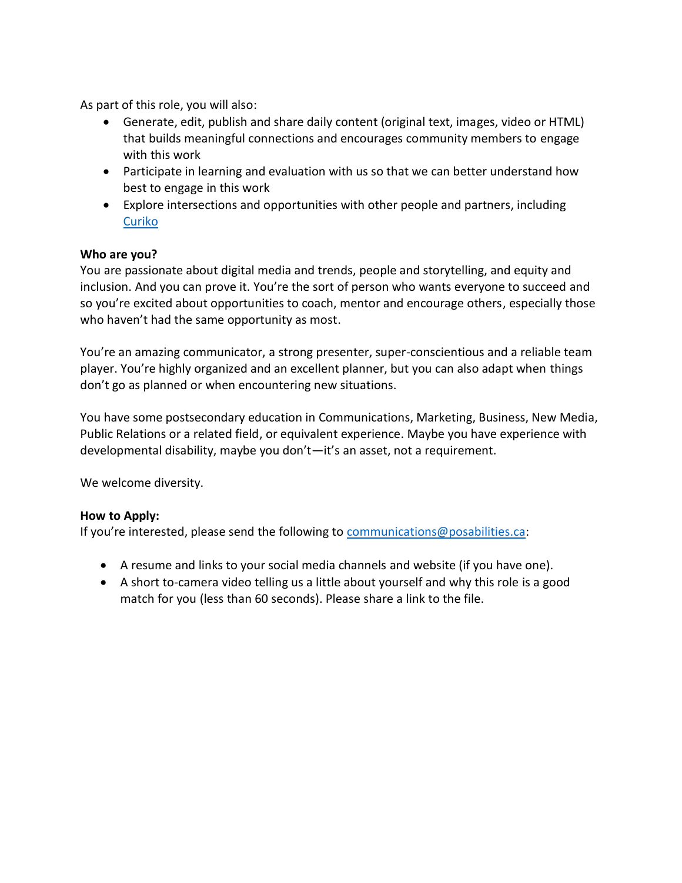As part of this role, you will also:

- Generate, edit, publish and share daily content (original text, images, video or HTML) that builds meaningful connections and encourages community members to engage with this work
- Participate in learning and evaluation with us so that we can better understand how best to engage in this work
- Explore intersections and opportunities with other people and partners, including [Curiko]

**Who are you?**

You are passionate about digital media and trends, people and storytelling, and equity and inclusion. And you can prove it. You're the sort of person who wants everyone to succeed and so you're excited about opportunities to coach, mentor and encourage others, especially those who haven't had the same opportunity as most.

You're an amazing communicator, a strong presenter, super-conscientious and a reliable team player. You're highly organized and an excellent planner, but you can also adapt when things don't go as planned or when encountering new situations.

You have some postsecondary education in Communications, Marketing, Business, New Media, Public Relations or a related field, or equivalent experience. Maybe you have experience with developmental disability, maybe you don't—it's an asset, not a requirement.

We welcome diversity.

**How to Apply:**

If you're interested, please send the following to communications@posabilities.ca:

- A resume and links to your social media channels and website (if you have one).
- A short to-camera video telling us a little about yourself and why this role is a good match for you (less than 60 seconds). Please share a link to the file.